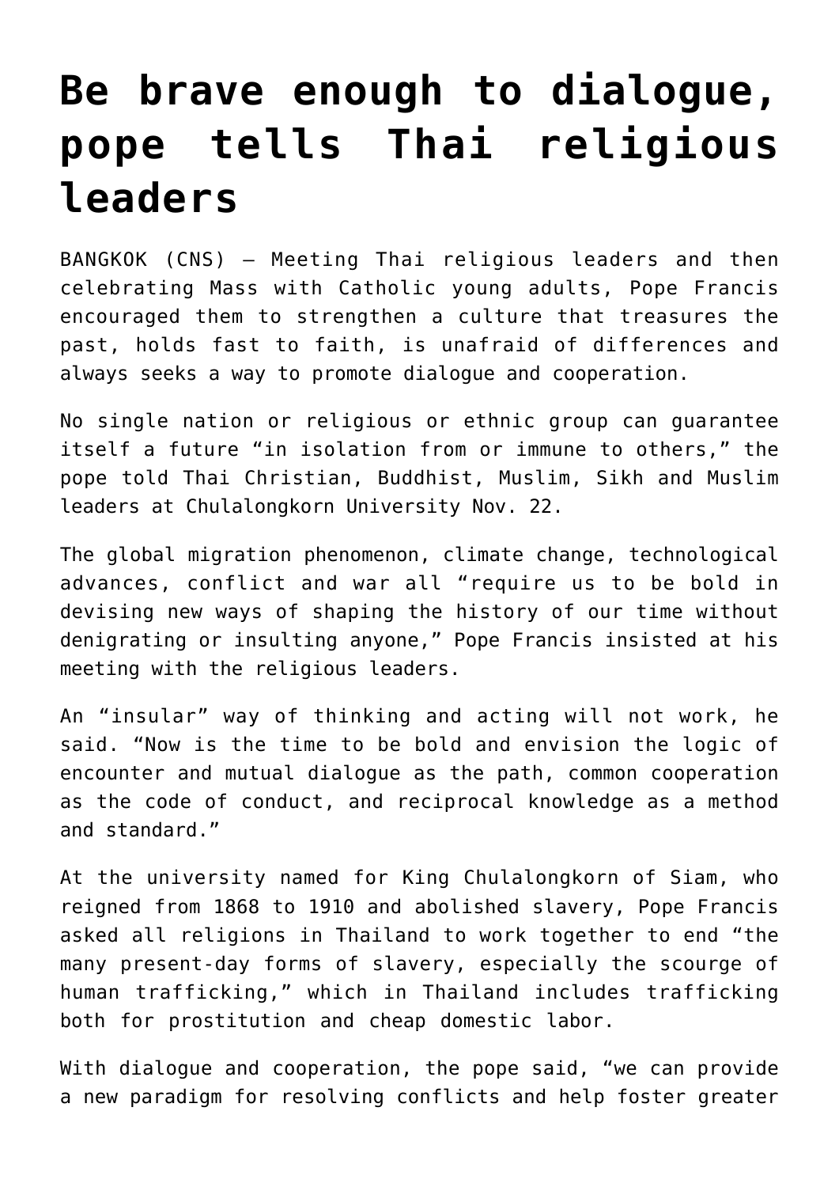# Be brave enough to dialogue, pope tells Thai religious leaders

BANGKOK (CNS) — Meeting Thai religious leaders and then celebrating Mass with Catholic young adults, Pope Francis encouraged them to strengthen a culture that treasures the past, holds fast to faith, is unafraid of differences and always seeks a way to promote dialogue and cooperation.

No single nation or religious or ethnic group can guarantee itself a future "in isolation from or immune to others," the pope told Thai Christian, Buddhist, Muslim, Sikh and Muslim leaders at Chulalongkorn University Nov. 22.

The global migration phenomenon, climate change, technological advances, conflict and war all "require us to be bold in devising new ways of shaping the history of our time without denigrating or insulting anyone," Pope Francis insisted at his meeting with the religious leaders.

An "insular" way of thinking and acting will not work, he said. "Now is the time to be bold and envision the logic of encounter and mutual dialogue as the path, common cooperation as the code of conduct, and reciprocal knowledge as a method and standard."

At the university named for King Chulalongkorn of Siam, who reigned from 1868 to 1910 and abolished slavery, Pope Francis asked all religions in Thailand to work together to end "the many present-day forms of slavery, especially the scourge of human trafficking," which in Thailand includes trafficking both for prostitution and cheap domestic labor.

With dialogue and cooperation, the pope said, "we can provide a new paradigm for resolving conflicts and help foster greater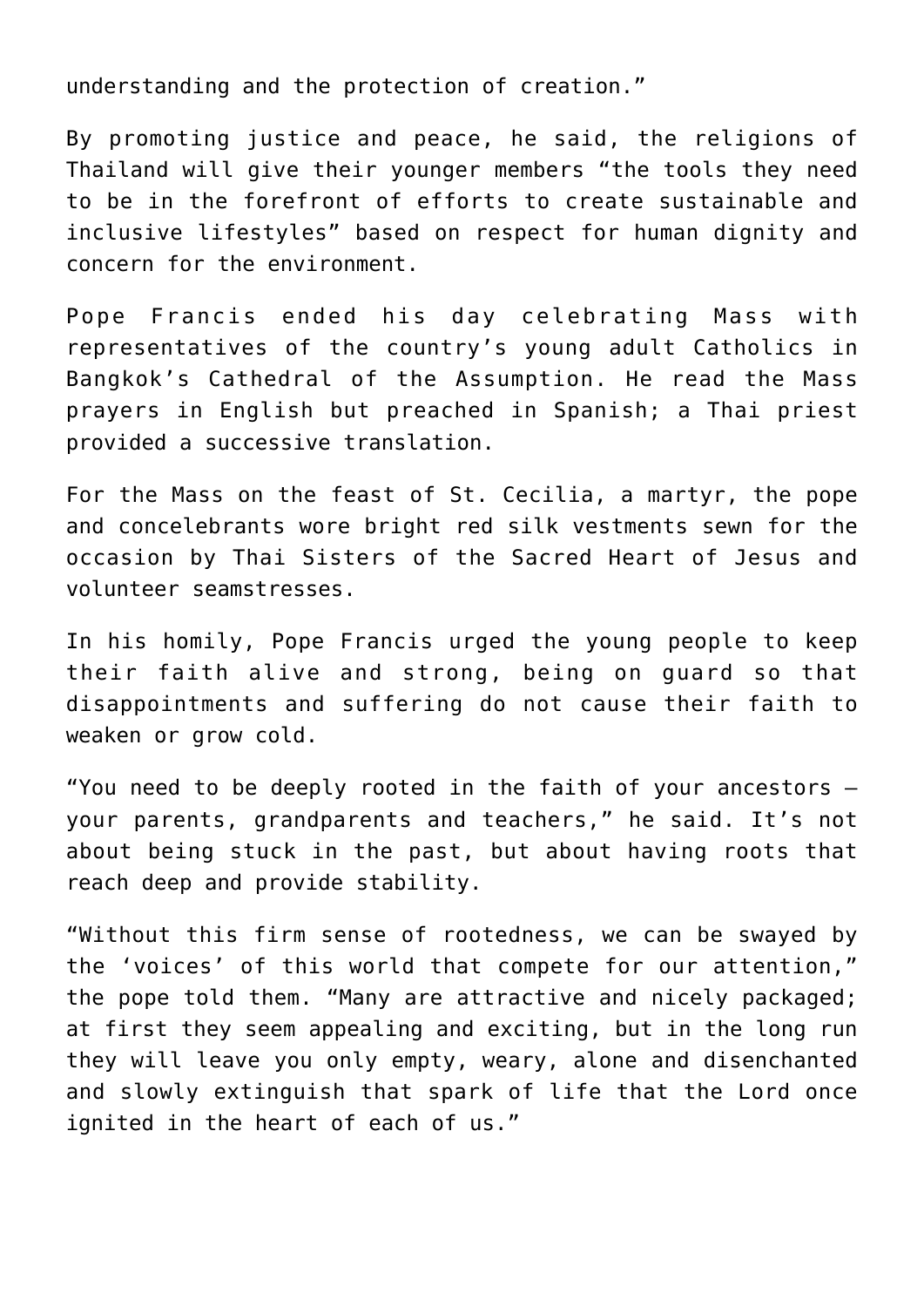understanding and the protection of creation."

By promoting justice and peace, he said, the religions of Thailand will give their younger members "the tools they need to be in the forefront of efforts to create sustainable and inclusive lifestyles" based on respect for human dignity and concern for the environment.

Pope Francis ended his day celebrating Mass with representatives of the country's young adult Catholics in Bangkok's Cathedral of the Assumption. He read the Mass prayers in English but preached in Spanish; a Thai priest provided a successive translation.

For the Mass on the feast of St. Cecilia, a martyr, the pope and concelebrants wore bright red silk vestments sewn for the occasion by Thai Sisters of the Sacred Heart of Jesus and volunteer seamstresses.

In his homily, Pope Francis urged the young people to keep their faith alive and strong, being on guard so that disappointments and suffering do not cause their faith to weaken or grow cold.

"You need to be deeply rooted in the faith of your ancestors — your parents, grandparents and teachers," he said. It's not about being stuck in the past, but about having roots that reach deep and provide stability.

"Without this firm sense of rootedness, we can be swayed by the 'voices' of this world that compete for our attention," the pope told them. "Many are attractive and nicely packaged; at first they seem appealing and exciting, but in the long run they will leave you only empty, weary, alone and disenchanted and slowly extinguish that spark of life that the Lord once ignited in the heart of each of us."